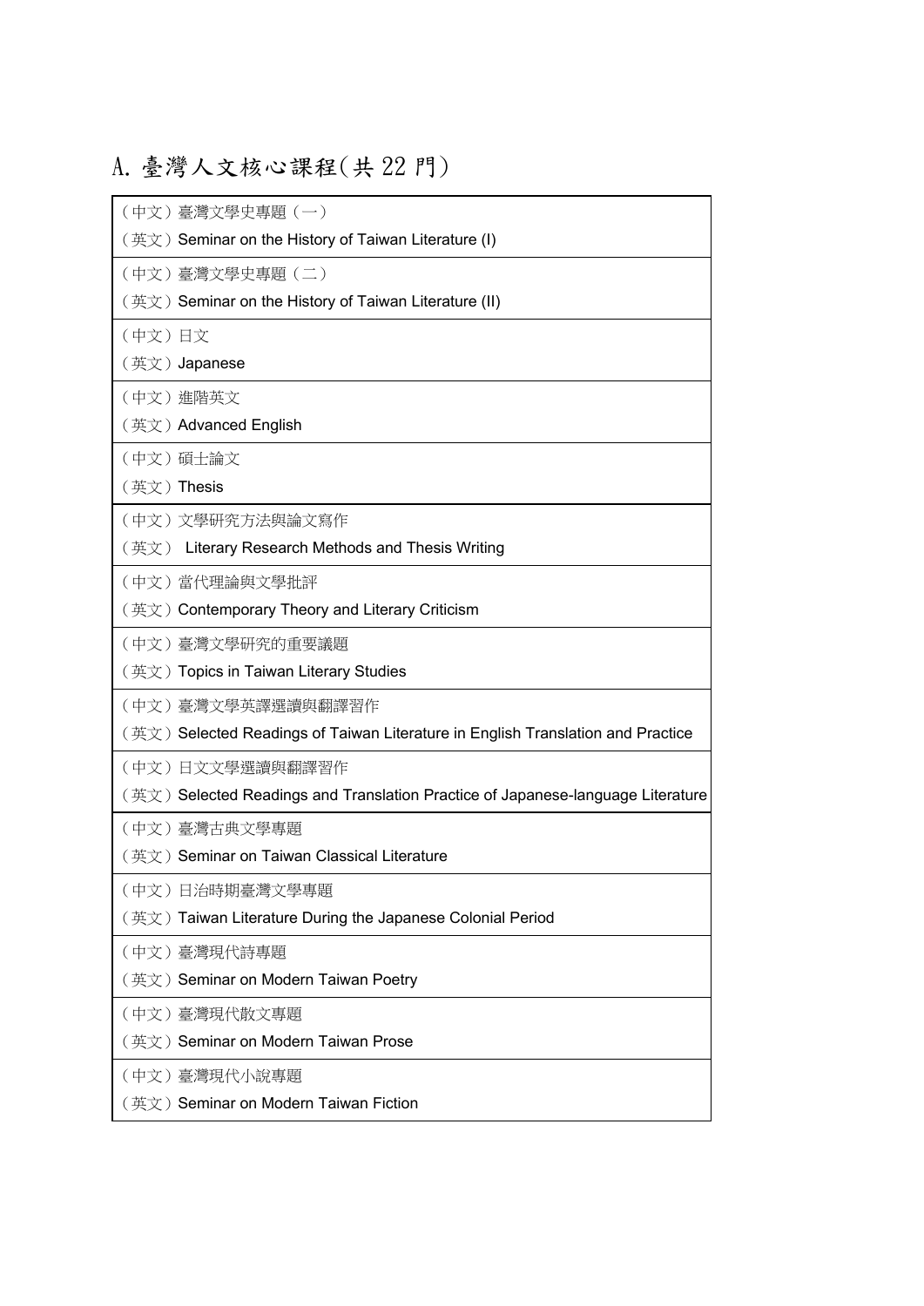# A. 臺灣人文核心課程(共 22 門)

| |
|---|
| （中文）臺灣文學史專題（一）<br>（英文）Seminar on the History of Taiwan Literature (I) |
| （中文）臺灣文學史專題（二）<br>（英文）Seminar on the History of Taiwan Literature (II) |
| （中文）日文<br>（英文）Japanese |
| （中文）進階英文<br>（英文）Advanced English |
| （中文）碩士論文<br>（英文）Thesis |
| （中文）文學研究方法與論文寫作<br>（英文） Literary Research Methods and Thesis Writing |
| （中文）當代理論與文學批評<br>（英文）Contemporary Theory and Literary Criticism |
| （中文）臺灣文學研究的重要議題<br>（英文）Topics in Taiwan Literary Studies |
| （中文）臺灣文學英譯選讀與翻譯習作<br>（英文）Selected Readings of Taiwan Literature in English Translation and Practice |
| （中文）日文文學選讀與翻譯習作<br>（英文）Selected Readings and Translation Practice of Japanese-language Literature |
| （中文）臺灣古典文學專題<br>（英文）Seminar on Taiwan Classical Literature |
| （中文）日治時期臺灣文學專題<br>（英文）Taiwan Literature During the Japanese Colonial Period |
| （中文）臺灣現代詩專題<br>（英文）Seminar on Modern Taiwan Poetry |
| （中文）臺灣現代散文專題<br>（英文）Seminar on Modern Taiwan Prose |
| （中文）臺灣現代小說專題<br>（英文）Seminar on Modern Taiwan Fiction |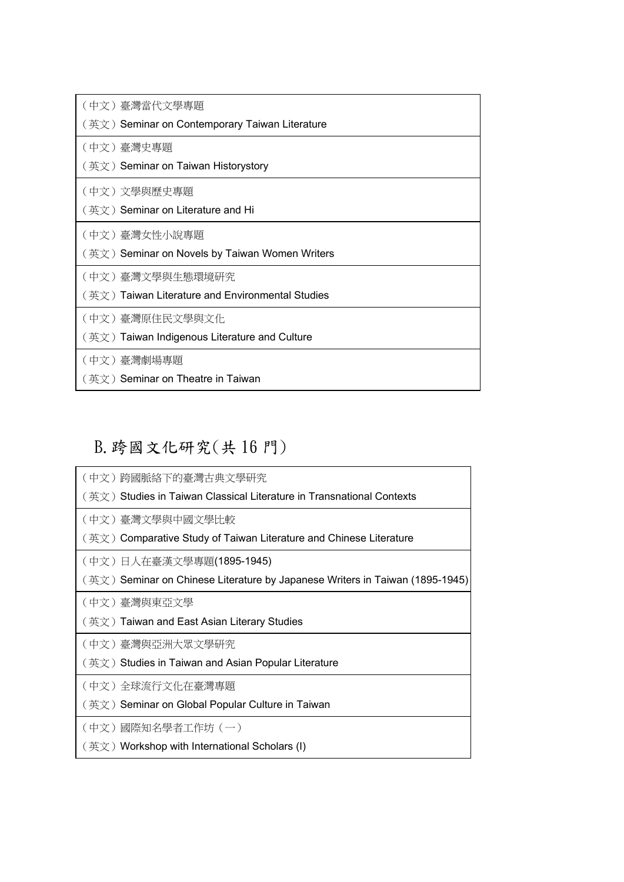| （中文）臺灣當代文學專題<br>（英文）Seminar on Contemporary Taiwan Literature |
|---|
| （中文）臺灣史專題<br>（英文）Seminar on Taiwan Historystory |
| （中文）文學與歷史專題<br>（英文）Seminar on Literature and Hi |
| （中文）臺灣女性小說專題<br>（英文）Seminar on Novels by Taiwan Women Writers |
| （中文）臺灣文學與生態環境研究<br>（英文）Taiwan Literature and Environmental Studies |
| （中文）臺灣原住民文學與文化<br>（英文）Taiwan Indigenous Literature and Culture |
| （中文）臺灣劇場專題<br>（英文）Seminar on Theatre in Taiwan |

## B. 跨國文化研究(共 16 門)

| （中文）跨國脈絡下的臺灣古典文學研究<br>（英文）Studies in Taiwan Classical Literature in Transnational Contexts |
|---|
| （中文）臺灣文學與中國文學比較<br>（英文）Comparative Study of Taiwan Literature and Chinese Literature |
| （中文）日人在臺漢文學專題(1895-1945)<br>（英文）Seminar on Chinese Literature by Japanese Writers in Taiwan (1895-1945) |
| （中文）臺灣與東亞文學<br>（英文）Taiwan and East Asian Literary Studies |
| （中文）臺灣與亞洲大眾文學研究<br>（英文）Studies in Taiwan and Asian Popular Literature |
| （中文）全球流行文化在臺灣專題<br>（英文）Seminar on Global Popular Culture in Taiwan |
| （中文）國際知名學者工作坊（一）<br>（英文）Workshop with International Scholars (I) |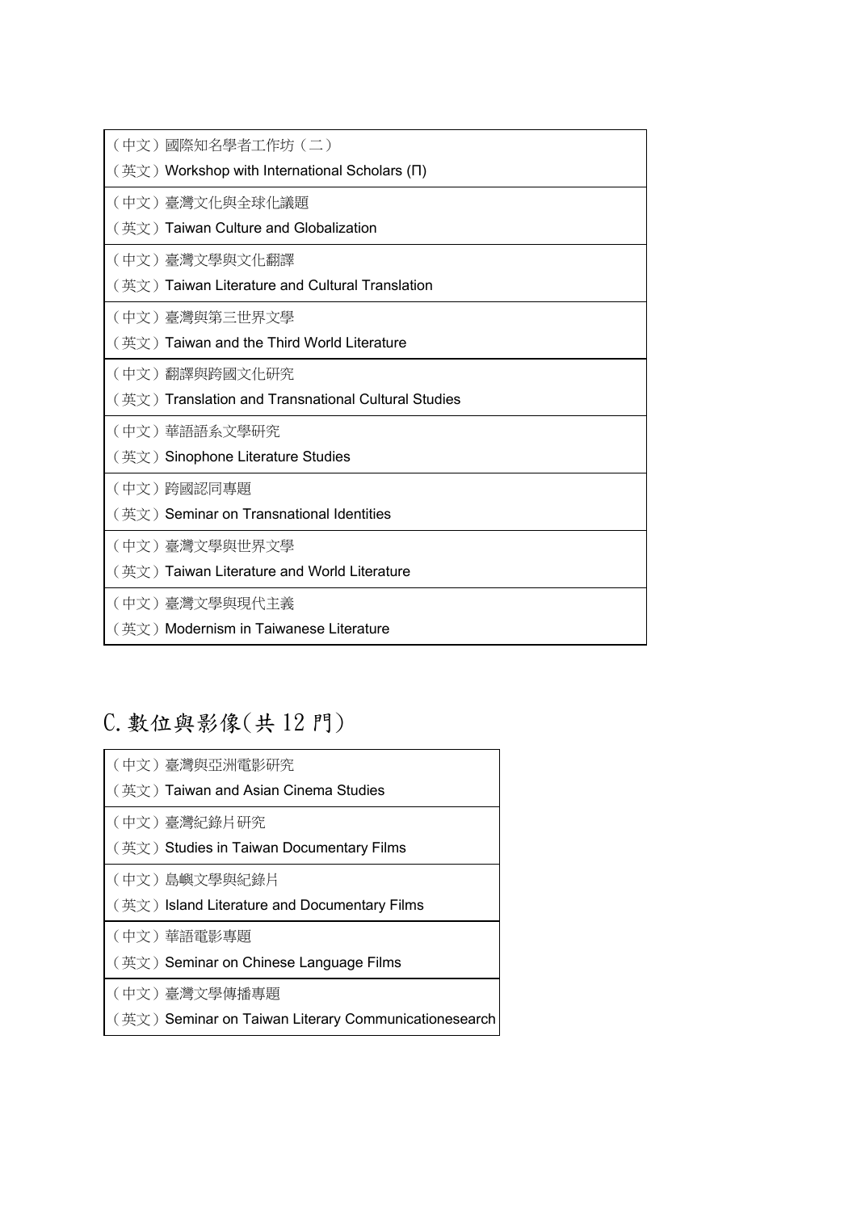| （中文）國際知名學者工作坊（二）<br>（英文）Workshop with International Scholars (Π) |
|---|
| （中文）臺灣文化與全球化議題<br>（英文）Taiwan Culture and Globalization |
| （中文）臺灣文學與文化翻譯<br>（英文）Taiwan Literature and Cultural Translation |
| （中文）臺灣與第三世界文學<br>（英文）Taiwan and the Third World Literature |
| （中文）翻譯與跨國文化研究<br>（英文）Translation and Transnational Cultural Studies |
| （中文）華語語系文學研究<br>（英文）Sinophone Literature Studies |
| （中文）跨國認同專題<br>（英文）Seminar on Transnational Identities |
| （中文）臺灣文學與世界文學<br>（英文）Taiwan Literature and World Literature |
| （中文）臺灣文學與現代主義<br>（英文）Modernism in Taiwanese Literature |

## C.數位與影像(共 12 門)

| （中文）臺灣與亞洲電影研究<br>（英文）Taiwan and Asian Cinema Studies |
|---|
| （中文）臺灣紀錄片研究<br>（英文）Studies in Taiwan Documentary Films |
| （中文）島嶼文學與紀錄片<br>（英文）Island Literature and Documentary Films |
| （中文）華語電影專題<br>（英文）Seminar on Chinese Language Films |
| （中文）臺灣文學傳播專題<br>（英文）Seminar on Taiwan Literary Communicationesearch |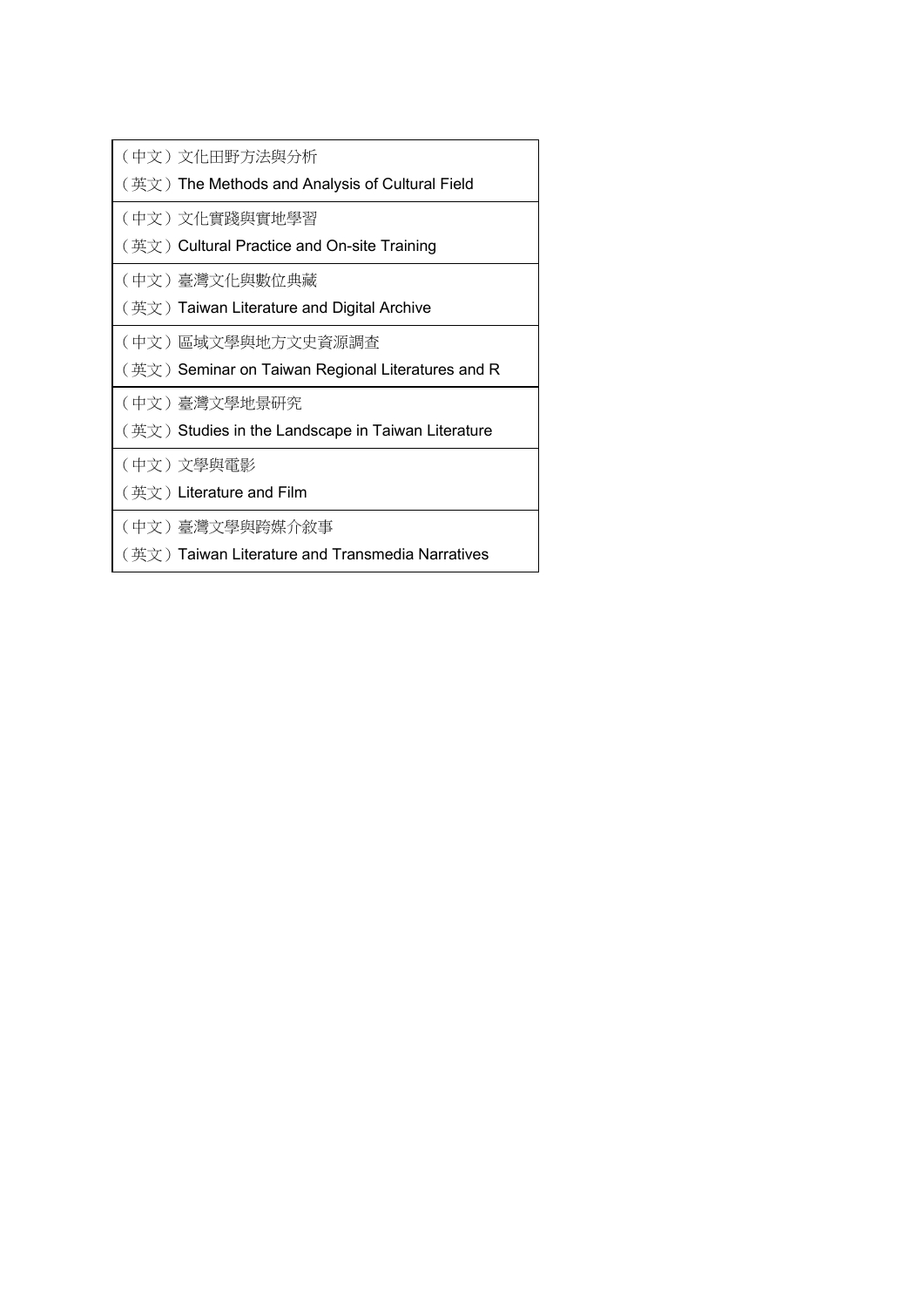| |
|---|
| （中文）文化田野方法與分析<br>（英文）The Methods and Analysis of Cultural Field |
| （中文）文化實踐與實地學習<br>（英文）Cultural Practice and On-site Training |
| （中文）臺灣文化與數位典藏<br>（英文）Taiwan Literature and Digital Archive |
| （中文）區域文學與地方文史資源調查<br>（英文）Seminar on Taiwan Regional Literatures and R |
| （中文）臺灣文學地景研究<br>（英文）Studies in the Landscape in Taiwan Literature |
| （中文）文學與電影<br>（英文）Literature and Film |
| （中文）臺灣文學與跨媒介敘事<br>（英文）Taiwan Literature and Transmedia Narratives |